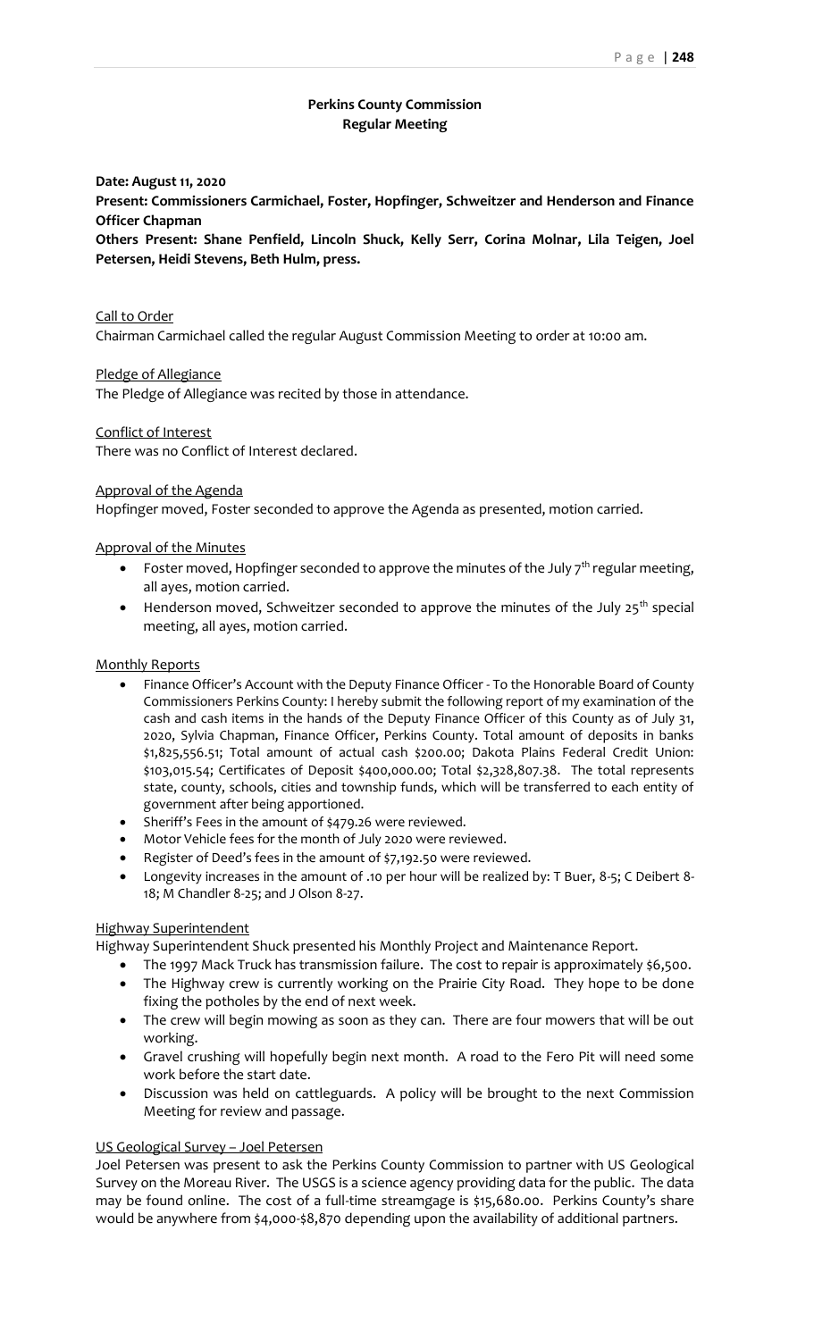# Perkins County Commission
## Regular Meeting

**Date: August 11, 2020**

**Present: Commissioners Carmichael, Foster, Hopfinger, Schweitzer and Henderson and Finance Officer Chapman**

**Others Present: Shane Penfield, Lincoln Shuck, Kelly Serr, Corina Molnar, Lila Teigen, Joel Petersen, Heidi Stevens, Beth Hulm, press.**

Call to Order

Chairman Carmichael called the regular August Commission Meeting to order at 10:00 am.

Pledge of Allegiance

The Pledge of Allegiance was recited by those in attendance.

Conflict of Interest

There was no Conflict of Interest declared.

Approval of the Agenda

Hopfinger moved, Foster seconded to approve the Agenda as presented, motion carried.

Approval of the Minutes

- Foster moved, Hopfinger seconded to approve the minutes of the July 7th regular meeting, all ayes, motion carried.
- Henderson moved, Schweitzer seconded to approve the minutes of the July 25th special meeting, all ayes, motion carried.

Monthly Reports

- Finance Officer's Account with the Deputy Finance Officer - To the Honorable Board of County Commissioners Perkins County: I hereby submit the following report of my examination of the cash and cash items in the hands of the Deputy Finance Officer of this County as of July 31, 2020, Sylvia Chapman, Finance Officer, Perkins County. Total amount of deposits in banks $1,825,556.51; Total amount of actual cash $200.00; Dakota Plains Federal Credit Union: $103,015.54; Certificates of Deposit $400,000.00; Total $2,328,807.38. The total represents state, county, schools, cities and township funds, which will be transferred to each entity of government after being apportioned.
- Sheriff's Fees in the amount of $479.26 were reviewed.
- Motor Vehicle fees for the month of July 2020 were reviewed.
- Register of Deed's fees in the amount of $7,192.50 were reviewed.
- Longevity increases in the amount of .10 per hour will be realized by: T Buer, 8-5; C Deibert 8-18; M Chandler 8-25; and J Olson 8-27.

Highway Superintendent

Highway Superintendent Shuck presented his Monthly Project and Maintenance Report.

- The 1997 Mack Truck has transmission failure. The cost to repair is approximately $6,500.
- The Highway crew is currently working on the Prairie City Road. They hope to be done fixing the potholes by the end of next week.
- The crew will begin mowing as soon as they can. There are four mowers that will be out working.
- Gravel crushing will hopefully begin next month. A road to the Fero Pit will need some work before the start date.
- Discussion was held on cattleguards. A policy will be brought to the next Commission Meeting for review and passage.

US Geological Survey – Joel Petersen

Joel Petersen was present to ask the Perkins County Commission to partner with US Geological Survey on the Moreau River. The USGS is a science agency providing data for the public. The data may be found online. The cost of a full-time streamgage is $15,680.00. Perkins County's share would be anywhere from $4,000-$8,870 depending upon the availability of additional partners.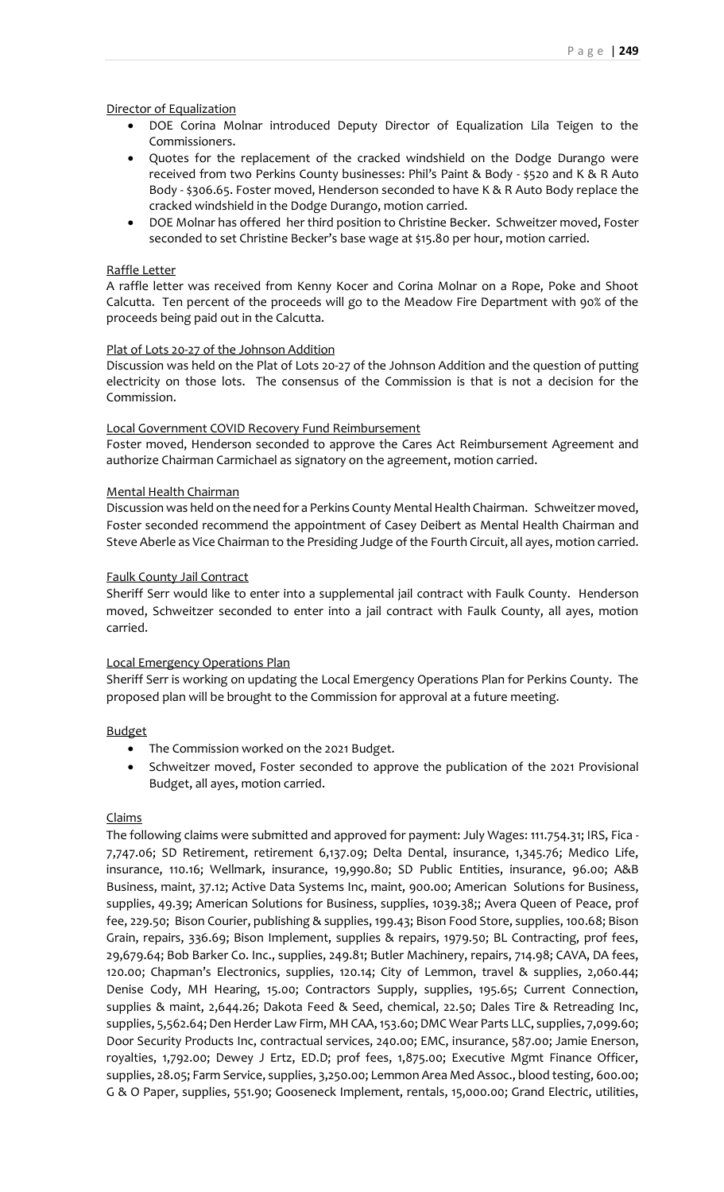Director of Equalization

- DOE Corina Molnar introduced Deputy Director of Equalization Lila Teigen to the Commissioners.
- Quotes for the replacement of the cracked windshield on the Dodge Durango were received from two Perkins County businesses: Phil's Paint & Body - $520 and K & R Auto Body - $306.65. Foster moved, Henderson seconded to have K & R Auto Body replace the cracked windshield in the Dodge Durango, motion carried.
- DOE Molnar has offered her third position to Christine Becker. Schweitzer moved, Foster seconded to set Christine Becker's base wage at $15.80 per hour, motion carried.

Raffle Letter

A raffle letter was received from Kenny Kocer and Corina Molnar on a Rope, Poke and Shoot Calcutta. Ten percent of the proceeds will go to the Meadow Fire Department with 90% of the proceeds being paid out in the Calcutta.

Plat of Lots 20-27 of the Johnson Addition

Discussion was held on the Plat of Lots 20-27 of the Johnson Addition and the question of putting electricity on those lots. The consensus of the Commission is that is not a decision for the Commission.

Local Government COVID Recovery Fund Reimbursement

Foster moved, Henderson seconded to approve the Cares Act Reimbursement Agreement and authorize Chairman Carmichael as signatory on the agreement, motion carried.

Mental Health Chairman

Discussion was held on the need for a Perkins County Mental Health Chairman. Schweitzer moved, Foster seconded recommend the appointment of Casey Deibert as Mental Health Chairman and Steve Aberle as Vice Chairman to the Presiding Judge of the Fourth Circuit, all ayes, motion carried.

Faulk County Jail Contract

Sheriff Serr would like to enter into a supplemental jail contract with Faulk County. Henderson moved, Schweitzer seconded to enter into a jail contract with Faulk County, all ayes, motion carried.

Local Emergency Operations Plan

Sheriff Serr is working on updating the Local Emergency Operations Plan for Perkins County. The proposed plan will be brought to the Commission for approval at a future meeting.

Budget

- The Commission worked on the 2021 Budget.
- Schweitzer moved, Foster seconded to approve the publication of the 2021 Provisional Budget, all ayes, motion carried.

Claims

The following claims were submitted and approved for payment: July Wages: 111.754.31; IRS, Fica - 7,747.06; SD Retirement, retirement 6,137.09; Delta Dental, insurance, 1,345.76; Medico Life, insurance, 110.16; Wellmark, insurance, 19,990.80; SD Public Entities, insurance, 96.00; A&B Business, maint, 37.12; Active Data Systems Inc, maint, 900.00; American Solutions for Business, supplies, 49.39; American Solutions for Business, supplies, 1039.38;; Avera Queen of Peace, prof fee, 229.50; Bison Courier, publishing & supplies, 199.43; Bison Food Store, supplies, 100.68; Bison Grain, repairs, 336.69; Bison Implement, supplies & repairs, 1979.50; BL Contracting, prof fees, 29,679.64; Bob Barker Co. Inc., supplies, 249.81; Butler Machinery, repairs, 714.98; CAVA, DA fees, 120.00; Chapman's Electronics, supplies, 120.14; City of Lemmon, travel & supplies, 2,060.44; Denise Cody, MH Hearing, 15.00; Contractors Supply, supplies, 195.65; Current Connection, supplies & maint, 2,644.26; Dakota Feed & Seed, chemical, 22.50; Dales Tire & Retreading Inc, supplies, 5,562.64; Den Herder Law Firm, MH CAA, 153.60; DMC Wear Parts LLC, supplies, 7,099.60; Door Security Products Inc, contractual services, 240.00; EMC, insurance, 587.00; Jamie Enerson, royalties, 1,792.00; Dewey J Ertz, ED.D; prof fees, 1,875.00; Executive Mgmt Finance Officer, supplies, 28.05; Farm Service, supplies, 3,250.00; Lemmon Area Med Assoc., blood testing, 600.00; G & O Paper, supplies, 551.90; Gooseneck Implement, rentals, 15,000.00; Grand Electric, utilities,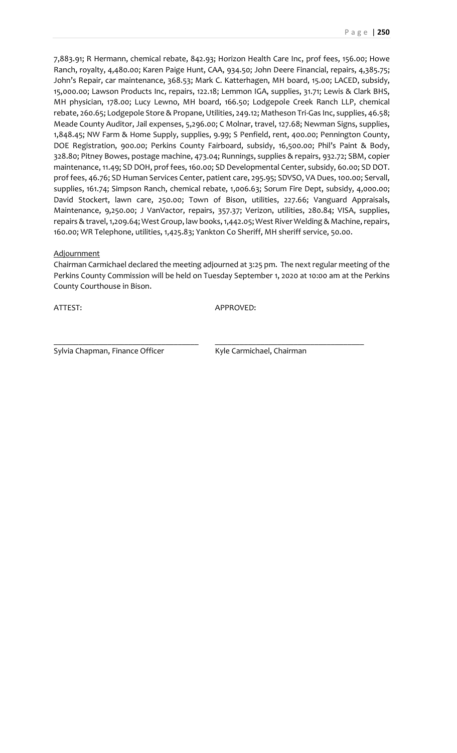7,883.91; R Hermann, chemical rebate, 842.93; Horizon Health Care Inc, prof fees, 156.00; Howe Ranch, royalty, 4,480.00; Karen Paige Hunt, CAA, 934.50; John Deere Financial, repairs, 4,385.75; John's Repair, car maintenance, 368.53; Mark C. Katterhagen, MH board, 15.00; LACED, subsidy, 15,000.00; Lawson Products Inc, repairs, 122.18; Lemmon IGA, supplies, 31.71; Lewis & Clark BHS, MH physician, 178.00; Lucy Lewno, MH board, 166.50; Lodgepole Creek Ranch LLP, chemical rebate, 260.65; Lodgepole Store & Propane, Utilities, 249.12; Matheson Tri-Gas Inc, supplies, 46.58; Meade County Auditor, Jail expenses, 5,296.00; C Molnar, travel, 127.68; Newman Signs, supplies, 1,848.45; NW Farm & Home Supply, supplies, 9.99; S Penfield, rent, 400.00; Pennington County, DOE Registration, 900.00; Perkins County Fairboard, subsidy, 16,500.00; Phil's Paint & Body, 328.80; Pitney Bowes, postage machine, 473.04; Runnings, supplies & repairs, 932.72; SBM, copier maintenance, 11.49; SD DOH, prof fees, 160.00; SD Developmental Center, subsidy, 60.00; SD DOT. prof fees, 46.76; SD Human Services Center, patient care, 295.95; SDVSO, VA Dues, 100.00; Servall, supplies, 161.74; Simpson Ranch, chemical rebate, 1,006.63; Sorum Fire Dept, subsidy, 4,000.00; David Stockert, lawn care, 250.00; Town of Bison, utilities, 227.66; Vanguard Appraisals, Maintenance, 9,250.00; J VanVactor, repairs, 357.37; Verizon, utilities, 280.84; VISA, supplies, repairs & travel, 1,209.64; West Group, law books, 1,442.05; West River Welding & Machine, repairs, 160.00; WR Telephone, utilities, 1,425.83; Yankton Co Sheriff, MH sheriff service, 50.00.

Adjournment

Chairman Carmichael declared the meeting adjourned at 3:25 pm. The next regular meeting of the Perkins County Commission will be held on Tuesday September 1, 2020 at 10:00 am at the Perkins County Courthouse in Bison.

ATTEST: APPROVED:

\_\_\_\_\_\_\_\_\_\_\_\_\_\_\_\_\_\_\_\_\_\_\_\_\_\_\_\_\_\_\_\_ \_\_\_\_\_\_\_\_\_\_\_\_\_\_\_\_\_\_\_\_\_\_\_\_\_\_\_\_\_\_\_\_

Sylvia Chapman, Finance Officer Kyle Carmichael, Chairman